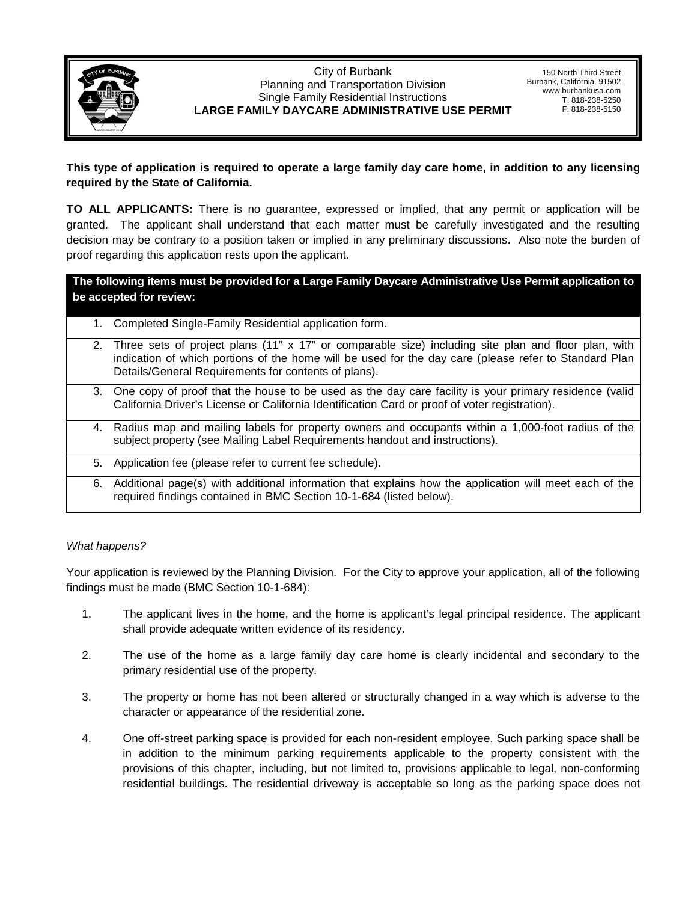City of Burbank
Planning and Transportation Division
Single Family Residential Instructions
**LARGE FAMILY DAYCARE ADMINISTRATIVE USE PERMIT**

150 North Third Street
Burbank, California 91502
www.burbankusa.com
T: 818-238-5250
F: 818-238-5150

**This type of application is required to operate a large family day care home, in addition to any licensing required by the State of California.**

**TO ALL APPLICANTS:** There is no guarantee, expressed or implied, that any permit or application will be granted. The applicant shall understand that each matter must be carefully investigated and the resulting decision may be contrary to a position taken or implied in any preliminary discussions. Also note the burden of proof regarding this application rests upon the applicant.

| **The following items must be provided for a Large Family Daycare Administrative Use Permit application to be accepted for review:** |
|---|
| 1. Completed Single-Family Residential application form. |
| 2. Three sets of project plans (11" x 17" or comparable size) including site plan and floor plan, with indication of which portions of the home will be used for the day care (please refer to Standard Plan Details/General Requirements for contents of plans). |
| 3. One copy of proof that the house to be used as the day care facility is your primary residence (valid California Driver's License or California Identification Card or proof of voter registration). |
| 4. Radius map and mailing labels for property owners and occupants within a 1,000-foot radius of the subject property (see Mailing Label Requirements handout and instructions). |
| 5. Application fee (please refer to current fee schedule). |
| 6. Additional page(s) with additional information that explains how the application will meet each of the required findings contained in BMC Section 10-1-684 (listed below). |

*What happens?*

Your application is reviewed by the Planning Division. For the City to approve your application, all of the following findings must be made (BMC Section 10-1-684):

1. The applicant lives in the home, and the home is applicant's legal principal residence. The applicant shall provide adequate written evidence of its residency.

2. The use of the home as a large family day care home is clearly incidental and secondary to the primary residential use of the property.

3. The property or home has not been altered or structurally changed in a way which is adverse to the character or appearance of the residential zone.

4. One off-street parking space is provided for each non-resident employee. Such parking space shall be in addition to the minimum parking requirements applicable to the property consistent with the provisions of this chapter, including, but not limited to, provisions applicable to legal, non-conforming residential buildings. The residential driveway is acceptable so long as the parking space does not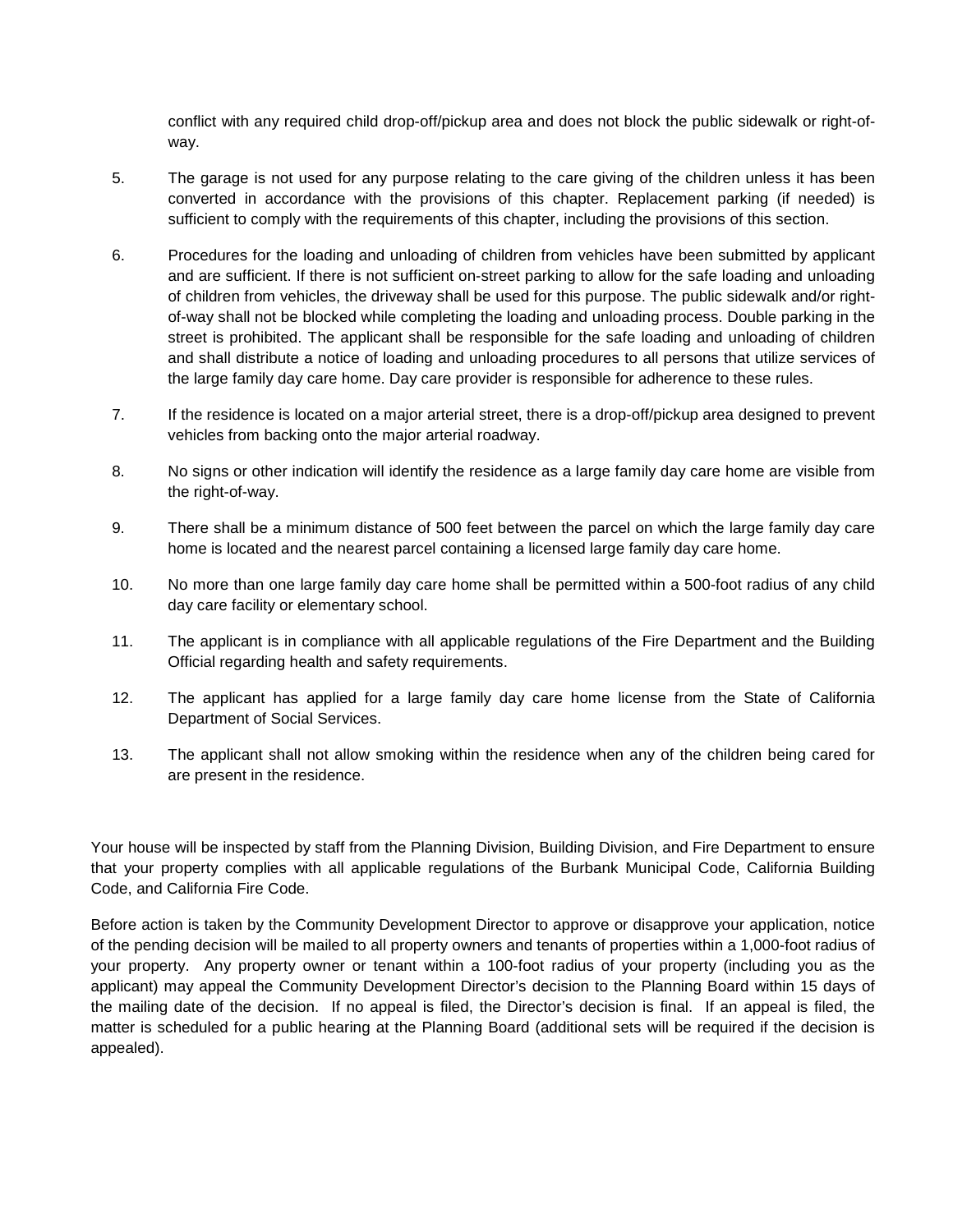conflict with any required child drop-off/pickup area and does not block the public sidewalk or right-of-way.

5. The garage is not used for any purpose relating to the care giving of the children unless it has been converted in accordance with the provisions of this chapter. Replacement parking (if needed) is sufficient to comply with the requirements of this chapter, including the provisions of this section.

6. Procedures for the loading and unloading of children from vehicles have been submitted by applicant and are sufficient. If there is not sufficient on-street parking to allow for the safe loading and unloading of children from vehicles, the driveway shall be used for this purpose. The public sidewalk and/or right-of-way shall not be blocked while completing the loading and unloading process. Double parking in the street is prohibited. The applicant shall be responsible for the safe loading and unloading of children and shall distribute a notice of loading and unloading procedures to all persons that utilize services of the large family day care home. Day care provider is responsible for adherence to these rules.

7. If the residence is located on a major arterial street, there is a drop-off/pickup area designed to prevent vehicles from backing onto the major arterial roadway.

8. No signs or other indication will identify the residence as a large family day care home are visible from the right-of-way.

9. There shall be a minimum distance of 500 feet between the parcel on which the large family day care home is located and the nearest parcel containing a licensed large family day care home.

10. No more than one large family day care home shall be permitted within a 500-foot radius of any child day care facility or elementary school.

11. The applicant is in compliance with all applicable regulations of the Fire Department and the Building Official regarding health and safety requirements.

12. The applicant has applied for a large family day care home license from the State of California Department of Social Services.

13. The applicant shall not allow smoking within the residence when any of the children being cared for are present in the residence.

Your house will be inspected by staff from the Planning Division, Building Division, and Fire Department to ensure that your property complies with all applicable regulations of the Burbank Municipal Code, California Building Code, and California Fire Code.

Before action is taken by the Community Development Director to approve or disapprove your application, notice of the pending decision will be mailed to all property owners and tenants of properties within a 1,000-foot radius of your property. Any property owner or tenant within a 100-foot radius of your property (including you as the applicant) may appeal the Community Development Director's decision to the Planning Board within 15 days of the mailing date of the decision. If no appeal is filed, the Director's decision is final. If an appeal is filed, the matter is scheduled for a public hearing at the Planning Board (additional sets will be required if the decision is appealed).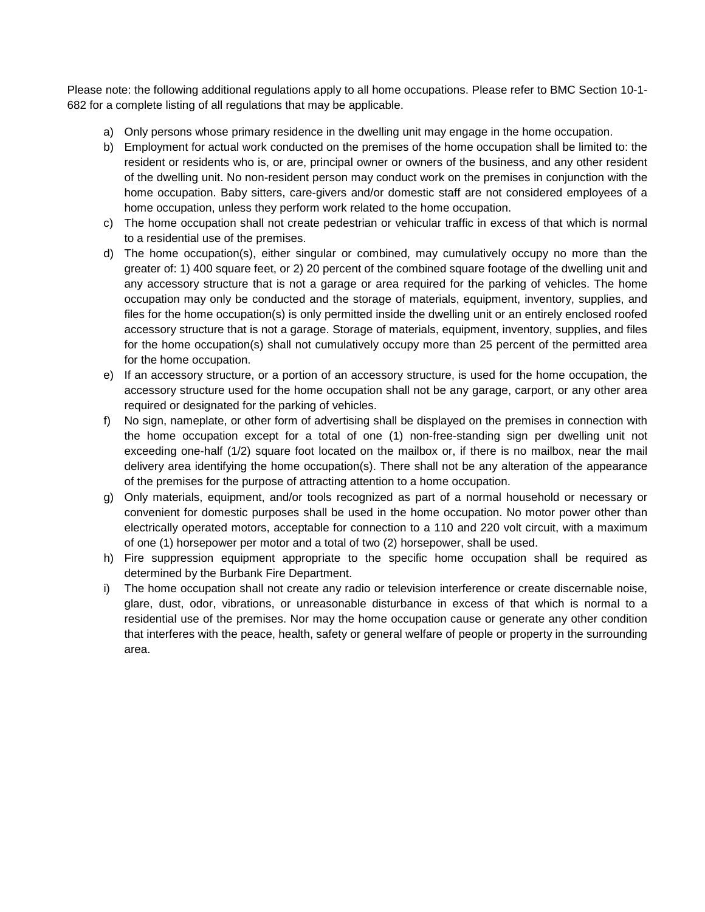Please note: the following additional regulations apply to all home occupations. Please refer to BMC Section 10-1-682 for a complete listing of all regulations that may be applicable.

a) Only persons whose primary residence in the dwelling unit may engage in the home occupation.
b) Employment for actual work conducted on the premises of the home occupation shall be limited to: the resident or residents who is, or are, principal owner or owners of the business, and any other resident of the dwelling unit. No non-resident person may conduct work on the premises in conjunction with the home occupation. Baby sitters, care-givers and/or domestic staff are not considered employees of a home occupation, unless they perform work related to the home occupation.
c) The home occupation shall not create pedestrian or vehicular traffic in excess of that which is normal to a residential use of the premises.
d) The home occupation(s), either singular or combined, may cumulatively occupy no more than the greater of: 1) 400 square feet, or 2) 20 percent of the combined square footage of the dwelling unit and any accessory structure that is not a garage or area required for the parking of vehicles. The home occupation may only be conducted and the storage of materials, equipment, inventory, supplies, and files for the home occupation(s) is only permitted inside the dwelling unit or an entirely enclosed roofed accessory structure that is not a garage. Storage of materials, equipment, inventory, supplies, and files for the home occupation(s) shall not cumulatively occupy more than 25 percent of the permitted area for the home occupation.
e) If an accessory structure, or a portion of an accessory structure, is used for the home occupation, the accessory structure used for the home occupation shall not be any garage, carport, or any other area required or designated for the parking of vehicles.
f) No sign, nameplate, or other form of advertising shall be displayed on the premises in connection with the home occupation except for a total of one (1) non-free-standing sign per dwelling unit not exceeding one-half (1/2) square foot located on the mailbox or, if there is no mailbox, near the mail delivery area identifying the home occupation(s). There shall not be any alteration of the appearance of the premises for the purpose of attracting attention to a home occupation.
g) Only materials, equipment, and/or tools recognized as part of a normal household or necessary or convenient for domestic purposes shall be used in the home occupation. No motor power other than electrically operated motors, acceptable for connection to a 110 and 220 volt circuit, with a maximum of one (1) horsepower per motor and a total of two (2) horsepower, shall be used.
h) Fire suppression equipment appropriate to the specific home occupation shall be required as determined by the Burbank Fire Department.
i) The home occupation shall not create any radio or television interference or create discernable noise, glare, dust, odor, vibrations, or unreasonable disturbance in excess of that which is normal to a residential use of the premises. Nor may the home occupation cause or generate any other condition that interferes with the peace, health, safety or general welfare of people or property in the surrounding area.